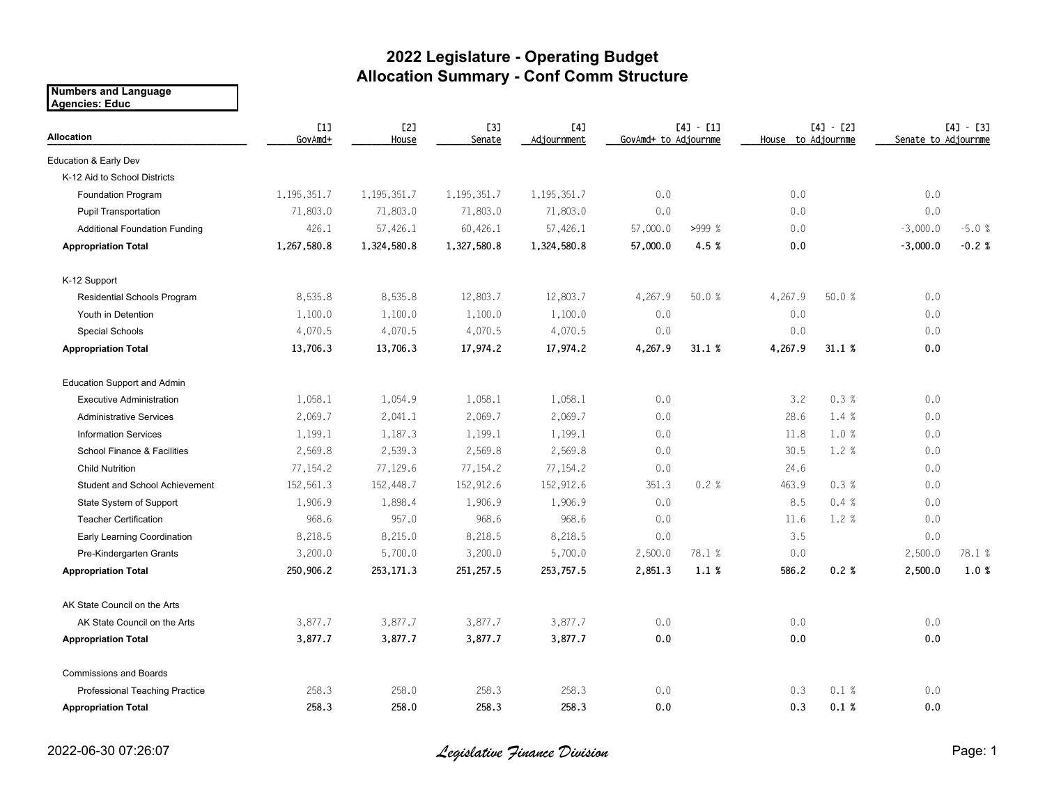# 2022 Legislature - Operating Budget
## Allocation Summary - Conf Comm Structure

**Numbers and Language**
**Agencies: Educ**

| Allocation | [1] GovAmd+ | [2] House | [3] Senate | [4] Adjournment | [4] - [1] GovAmd+ to Adjournme | | [4] - [2] House to Adjournme | | [4] - [3] Senate to Adjournme | |
|---|---|---|---|---|---|---|---|---|---|---|
| Education & Early Dev | | | | | | | | | | |
| K-12 Aid to School Districts | | | | | | | | | | |
| Foundation Program | 1,195,351.7 | 1,195,351.7 | 1,195,351.7 | 1,195,351.7 | 0.0 | | 0.0 | | 0.0 | |
| Pupil Transportation | 71,803.0 | 71,803.0 | 71,803.0 | 71,803.0 | 0.0 | | 0.0 | | 0.0 | |
| Additional Foundation Funding | 426.1 | 57,426.1 | 60,426.1 | 57,426.1 | 57,000.0 | >999 % | 0.0 | | -3,000.0 | -5.0 % |
| **Appropriation Total** | **1,267,580.8** | **1,324,580.8** | **1,327,580.8** | **1,324,580.8** | **57,000.0** | **4.5 %** | **0.0** | | **-3,000.0** | **-0.2 %** |
| K-12 Support | | | | | | | | | | |
| Residential Schools Program | 8,535.8 | 8,535.8 | 12,803.7 | 12,803.7 | 4,267.9 | 50.0 % | 4,267.9 | 50.0 % | 0.0 | |
| Youth in Detention | 1,100.0 | 1,100.0 | 1,100.0 | 1,100.0 | 0.0 | | 0.0 | | 0.0 | |
| Special Schools | 4,070.5 | 4,070.5 | 4,070.5 | 4,070.5 | 0.0 | | 0.0 | | 0.0 | |
| **Appropriation Total** | **13,706.3** | **13,706.3** | **17,974.2** | **17,974.2** | **4,267.9** | **31.1 %** | **4,267.9** | **31.1 %** | **0.0** | |
| Education Support and Admin | | | | | | | | | | |
| Executive Administration | 1,058.1 | 1,054.9 | 1,058.1 | 1,058.1 | 0.0 | | 3.2 | 0.3 % | 0.0 | |
| Administrative Services | 2,069.7 | 2,041.1 | 2,069.7 | 2,069.7 | 0.0 | | 28.6 | 1.4 % | 0.0 | |
| Information Services | 1,199.1 | 1,187.3 | 1,199.1 | 1,199.1 | 0.0 | | 11.8 | 1.0 % | 0.0 | |
| School Finance & Facilities | 2,569.8 | 2,539.3 | 2,569.8 | 2,569.8 | 0.0 | | 30.5 | 1.2 % | 0.0 | |
| Child Nutrition | 77,154.2 | 77,129.6 | 77,154.2 | 77,154.2 | 0.0 | | 24.6 | | 0.0 | |
| Student and School Achievement | 152,561.3 | 152,448.7 | 152,912.6 | 152,912.6 | 351.3 | 0.2 % | 463.9 | 0.3 % | 0.0 | |
| State System of Support | 1,906.9 | 1,898.4 | 1,906.9 | 1,906.9 | 0.0 | | 8.5 | 0.4 % | 0.0 | |
| Teacher Certification | 968.6 | 957.0 | 968.6 | 968.6 | 0.0 | | 11.6 | 1.2 % | 0.0 | |
| Early Learning Coordination | 8,218.5 | 8,215.0 | 8,218.5 | 8,218.5 | 0.0 | | 3.5 | | 0.0 | |
| Pre-Kindergarten Grants | 3,200.0 | 5,700.0 | 3,200.0 | 5,700.0 | 2,500.0 | 78.1 % | 0.0 | | 2,500.0 | 78.1 % |
| **Appropriation Total** | **250,906.2** | **253,171.3** | **251,257.5** | **253,757.5** | **2,851.3** | **1.1 %** | **586.2** | **0.2 %** | **2,500.0** | **1.0 %** |
| AK State Council on the Arts | | | | | | | | | | |
| AK State Council on the Arts | 3,877.7 | 3,877.7 | 3,877.7 | 3,877.7 | 0.0 | | 0.0 | | 0.0 | |
| **Appropriation Total** | **3,877.7** | **3,877.7** | **3,877.7** | **3,877.7** | **0.0** | | **0.0** | | **0.0** | |
| Commissions and Boards | | | | | | | | | | |
| Professional Teaching Practice | 258.3 | 258.0 | 258.3 | 258.3 | 0.0 | | 0.3 | 0.1 % | 0.0 | |
| **Appropriation Total** | **258.3** | **258.0** | **258.3** | **258.3** | **0.0** | | **0.3** | **0.1 %** | **0.0** | |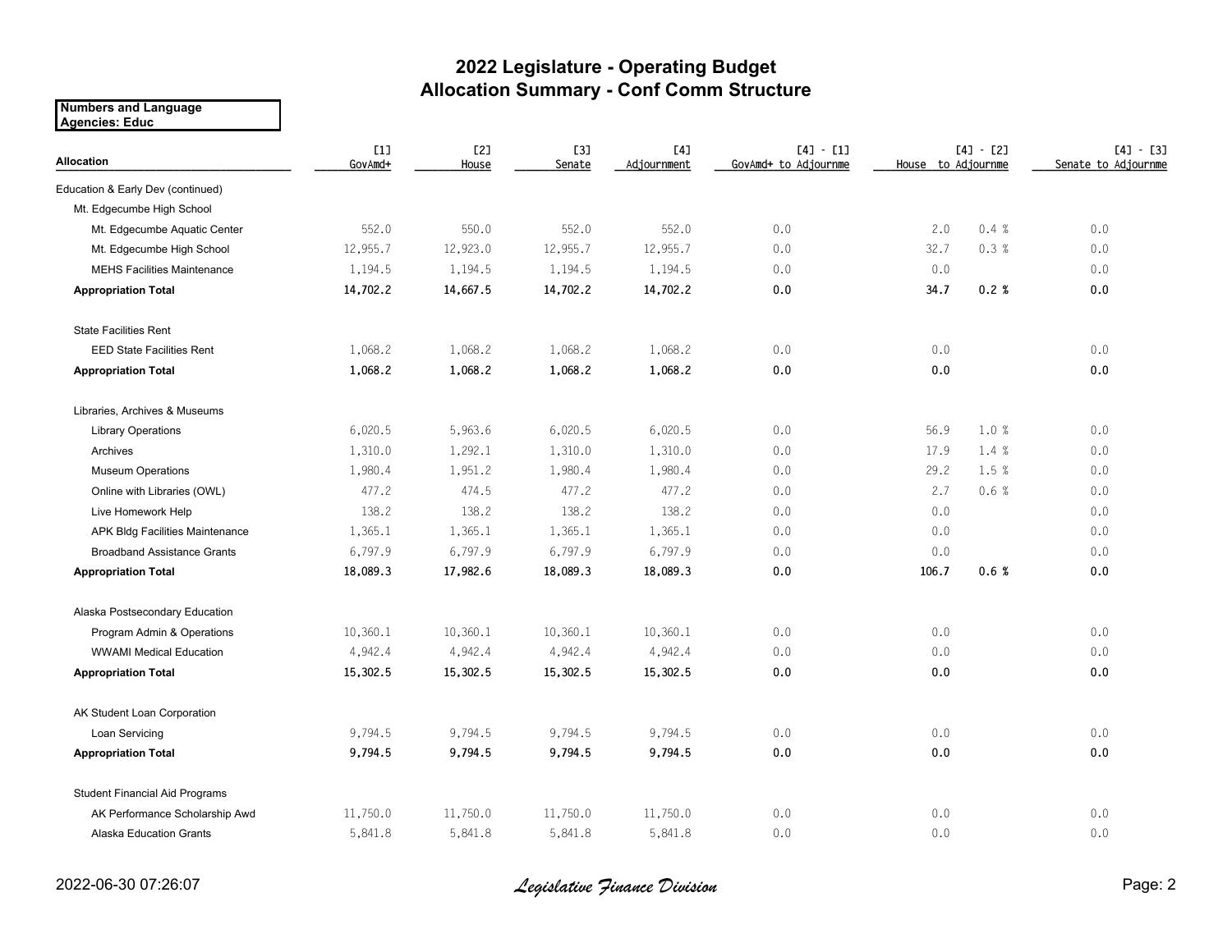# 2022 Legislature - Operating Budget
## Allocation Summary - Conf Comm Structure

**Numbers and Language**
**Agencies: Educ**

| Allocation | [1] GovAmd+ | [2] House | [3] Senate | [4] Adjournment | [4] - [1] GovAmd+ to Adjournme | [4] - [2] House to Adjournme | | [4] - [3] Senate to Adjournme |
|---|---|---|---|---|---|---|---|---|
| Education & Early Dev (continued) | | | | | | | | |
| Mt. Edgecumbe High School | | | | | | | | |
| Mt. Edgecumbe Aquatic Center | 552.0 | 550.0 | 552.0 | 552.0 | 0.0 | 2.0 | 0.4 % | 0.0 |
| Mt. Edgecumbe High School | 12,955.7 | 12,923.0 | 12,955.7 | 12,955.7 | 0.0 | 32.7 | 0.3 % | 0.0 |
| MEHS Facilities Maintenance | 1,194.5 | 1,194.5 | 1,194.5 | 1,194.5 | 0.0 | 0.0 | | 0.0 |
| **Appropriation Total** | **14,702.2** | **14,667.5** | **14,702.2** | **14,702.2** | **0.0** | **34.7** | **0.2 %** | **0.0** |
| State Facilities Rent | | | | | | | | |
| EED State Facilities Rent | 1,068.2 | 1,068.2 | 1,068.2 | 1,068.2 | 0.0 | 0.0 | | 0.0 |
| **Appropriation Total** | **1,068.2** | **1,068.2** | **1,068.2** | **1,068.2** | **0.0** | **0.0** | | **0.0** |
| Libraries, Archives & Museums | | | | | | | | |
| Library Operations | 6,020.5 | 5,963.6 | 6,020.5 | 6,020.5 | 0.0 | 56.9 | 1.0 % | 0.0 |
| Archives | 1,310.0 | 1,292.1 | 1,310.0 | 1,310.0 | 0.0 | 17.9 | 1.4 % | 0.0 |
| Museum Operations | 1,980.4 | 1,951.2 | 1,980.4 | 1,980.4 | 0.0 | 29.2 | 1.5 % | 0.0 |
| Online with Libraries (OWL) | 477.2 | 474.5 | 477.2 | 477.2 | 0.0 | 2.7 | 0.6 % | 0.0 |
| Live Homework Help | 138.2 | 138.2 | 138.2 | 138.2 | 0.0 | 0.0 | | 0.0 |
| APK Bldg Facilities Maintenance | 1,365.1 | 1,365.1 | 1,365.1 | 1,365.1 | 0.0 | 0.0 | | 0.0 |
| Broadband Assistance Grants | 6,797.9 | 6,797.9 | 6,797.9 | 6,797.9 | 0.0 | 0.0 | | 0.0 |
| **Appropriation Total** | **18,089.3** | **17,982.6** | **18,089.3** | **18,089.3** | **0.0** | **106.7** | **0.6 %** | **0.0** |
| Alaska Postsecondary Education | | | | | | | | |
| Program Admin & Operations | 10,360.1 | 10,360.1 | 10,360.1 | 10,360.1 | 0.0 | 0.0 | | 0.0 |
| WWAMI Medical Education | 4,942.4 | 4,942.4 | 4,942.4 | 4,942.4 | 0.0 | 0.0 | | 0.0 |
| **Appropriation Total** | **15,302.5** | **15,302.5** | **15,302.5** | **15,302.5** | **0.0** | **0.0** | | **0.0** |
| AK Student Loan Corporation | | | | | | | | |
| Loan Servicing | 9,794.5 | 9,794.5 | 9,794.5 | 9,794.5 | 0.0 | 0.0 | | 0.0 |
| **Appropriation Total** | **9,794.5** | **9,794.5** | **9,794.5** | **9,794.5** | **0.0** | **0.0** | | **0.0** |
| Student Financial Aid Programs | | | | | | | | |
| AK Performance Scholarship Awd | 11,750.0 | 11,750.0 | 11,750.0 | 11,750.0 | 0.0 | 0.0 | | 0.0 |
| Alaska Education Grants | 5,841.8 | 5,841.8 | 5,841.8 | 5,841.8 | 0.0 | 0.0 | | 0.0 |

2022-06-30 07:26:07 *Legislative Finance Division*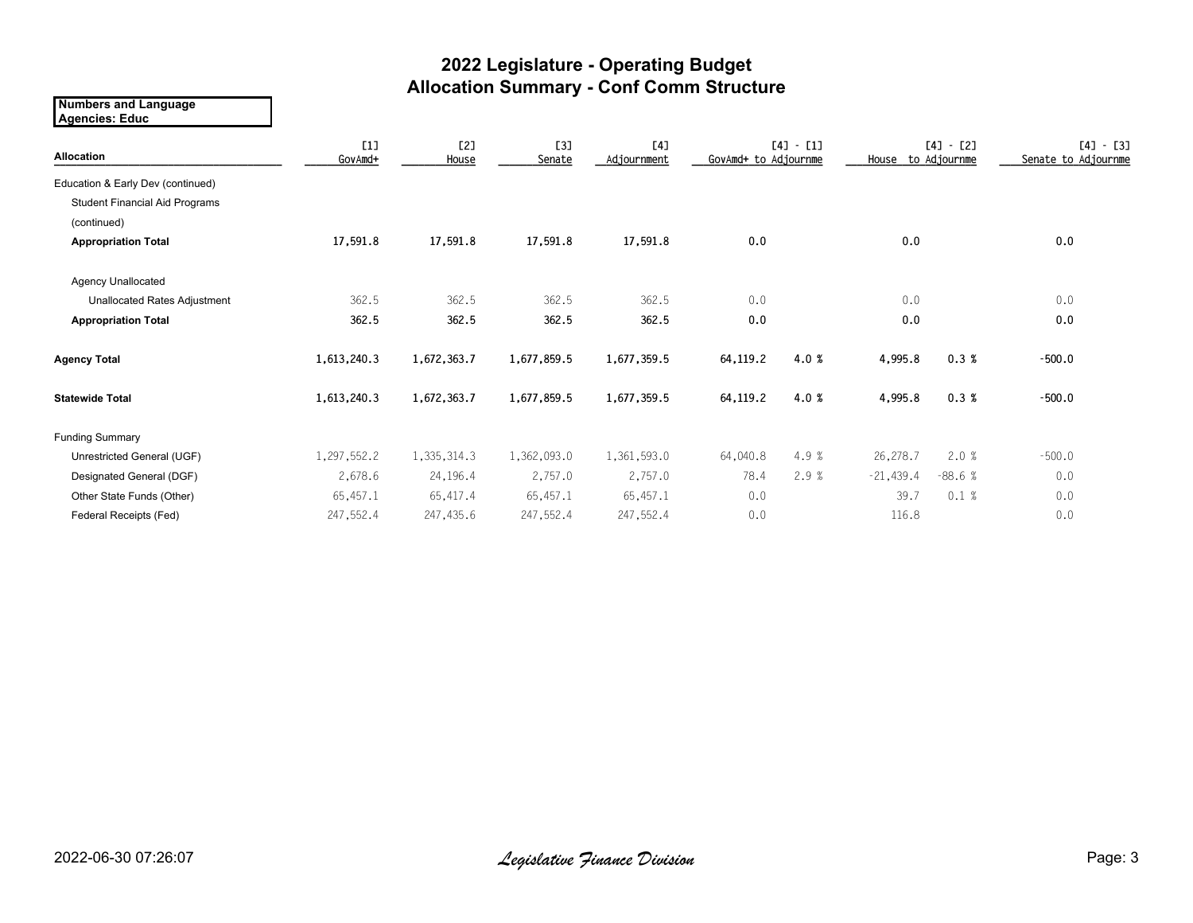# 2022 Legislature - Operating Budget
## Allocation Summary - Conf Comm Structure

**Numbers and Language**
**Agencies: Educ**

| Allocation | [1] GovAmd+ | [2] House | [3] Senate | [4] Adjournment | [4] - [1] GovAmd+ to Adjournme | | [4] - [2] House to Adjournme | | [4] - [3] Senate to Adjournme |
|---|---|---|---|---|---|---|---|---|---|
| Education & Early Dev (continued) | | | | | | | | | |
| Student Financial Aid Programs (continued) | | | | | | | | | |
| **Appropriation Total** | 17,591.8 | 17,591.8 | 17,591.8 | 17,591.8 | 0.0 | | 0.0 | | 0.0 |
| Agency Unallocated | | | | | | | | | |
| Unallocated Rates Adjustment | 362.5 | 362.5 | 362.5 | 362.5 | 0.0 | | 0.0 | | 0.0 |
| **Appropriation Total** | 362.5 | 362.5 | 362.5 | 362.5 | 0.0 | | 0.0 | | 0.0 |
| **Agency Total** | 1,613,240.3 | 1,672,363.7 | 1,677,859.5 | 1,677,359.5 | 64,119.2 | 4.0 % | 4,995.8 | 0.3 % | -500.0 |
| **Statewide Total** | 1,613,240.3 | 1,672,363.7 | 1,677,859.5 | 1,677,359.5 | 64,119.2 | 4.0 % | 4,995.8 | 0.3 % | -500.0 |
| Funding Summary | | | | | | | | | |
| Unrestricted General (UGF) | 1,297,552.2 | 1,335,314.3 | 1,362,093.0 | 1,361,593.0 | 64,040.8 | 4.9 % | 26,278.7 | 2.0 % | -500.0 |
| Designated General (DGF) | 2,678.6 | 24,196.4 | 2,757.0 | 2,757.0 | 78.4 | 2.9 % | -21,439.4 | -88.6 % | 0.0 |
| Other State Funds (Other) | 65,457.1 | 65,417.4 | 65,457.1 | 65,457.1 | 0.0 | | 39.7 | 0.1 % | 0.0 |
| Federal Receipts (Fed) | 247,552.4 | 247,435.6 | 247,552.4 | 247,552.4 | 0.0 | | 116.8 | | 0.0 |

2022-06-30 07:26:07

*Legislative Finance Division*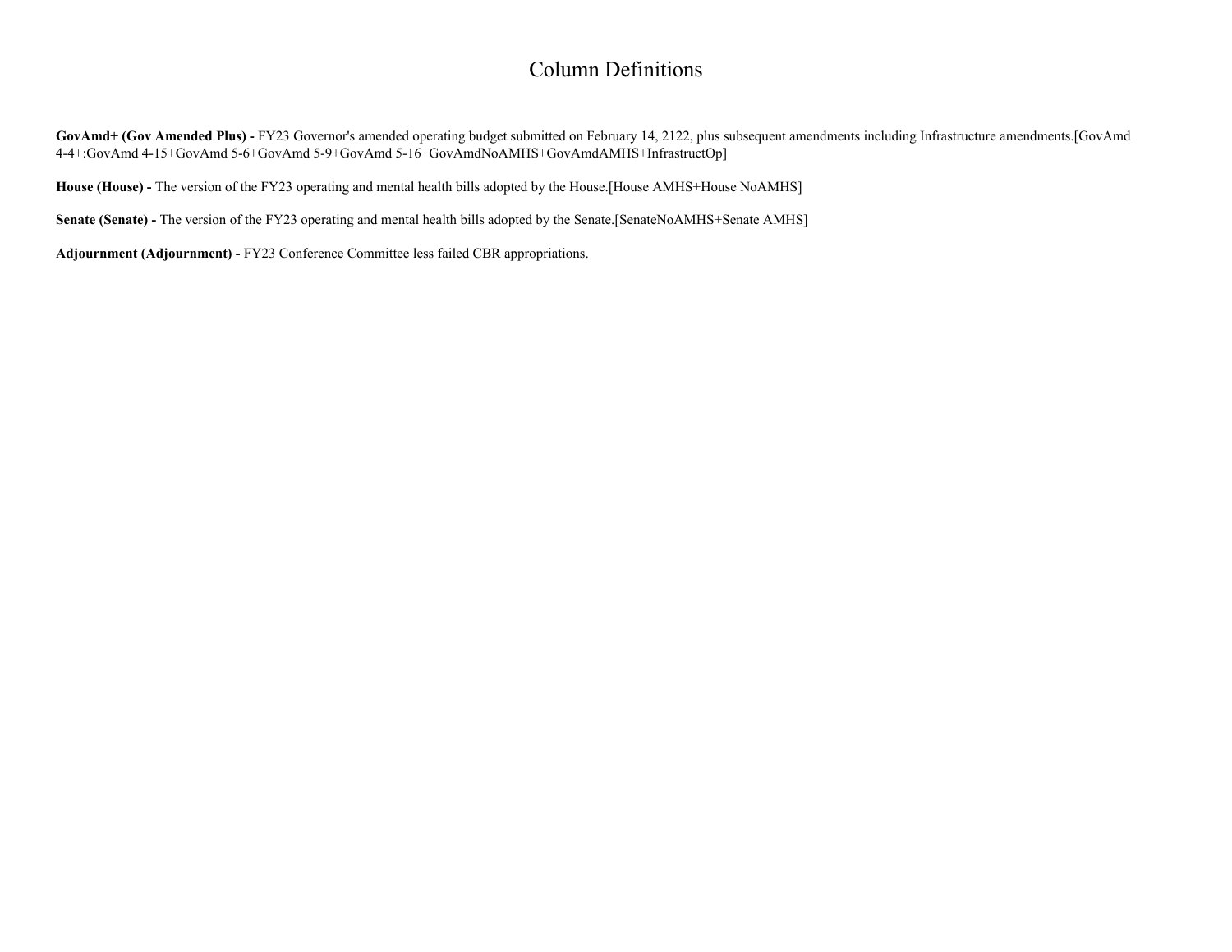# Column Definitions

**GovAmd+ (Gov Amended Plus) -** FY23 Governor's amended operating budget submitted on February 14, 2122, plus subsequent amendments including Infrastructure amendments.[GovAmd 4-4+:GovAmd 4-15+GovAmd 5-6+GovAmd 5-9+GovAmd 5-16+GovAmdNoAMHS+GovAmdAMHS+InfrastructOp]

**House (House) -** The version of the FY23 operating and mental health bills adopted by the House.[House AMHS+House NoAMHS]

**Senate (Senate) -** The version of the FY23 operating and mental health bills adopted by the Senate.[SenateNoAMHS+Senate AMHS]

**Adjournment (Adjournment) -** FY23 Conference Committee less failed CBR appropriations.